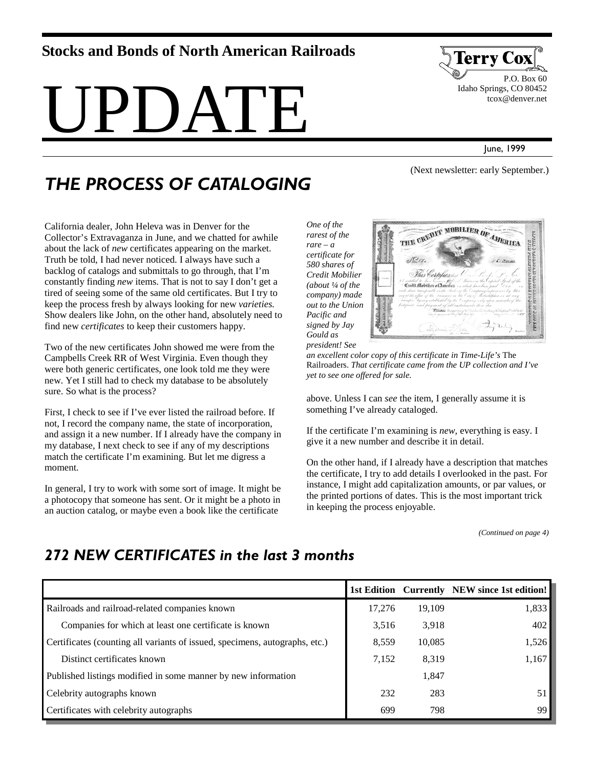**Stocks and Bonds of North American Railroads**

# UPDATE

**Terry Cox**
P.O. Box 60
Idaho Springs, CO 80452
tcox@denver.net

June, 1999

(Next newsletter: early September.)

## *THE PROCESS OF CATALOGING*

California dealer, John Heleva was in Denver for the Collector's Extravaganza in June, and we chatted for awhile about the lack of *new* certificates appearing on the market. Truth be told, I had never noticed. I always have such a backlog of catalogs and submittals to go through, that I'm constantly finding *new* items. That is not to say I don't get a tired of seeing some of the same old certificates. But I try to keep the process fresh by always looking for new *varieties.* Show dealers like John, on the other hand, absolutely need to find new *certificates* to keep their customers happy.

Two of the new certificates John showed me were from the Campbells Creek RR of West Virginia. Even though they were both generic certificates, one look told me they were new. Yet I still had to check my database to be absolutely sure. So what is the process?

First, I check to see if I've ever listed the railroad before. If not, I record the company name, the state of incorporation, and assign it a new number. If I already have the company in my database, I next check to see if any of my descriptions match the certificate I'm examining. But let me digress a moment.

In general, I try to work with some sort of image. It might be a photocopy that someone has sent. Or it might be a photo in an auction catalog, or maybe even a book like the certificate above. Unless I can *see* the item, I generally assume it is something I've already cataloged.

*One of the rarest of the rare – a certificate for 580 shares of Credit Mobilier (about ¼ of the company) made out to the Union Pacific and signed by Jay Gould as president! See an excellent color copy of this certificate in Time-Life's* The Railroaders. *That certificate came from the UP collection and I've yet to see one offered for sale.*

If the certificate I'm examining is *new,* everything is easy. I give it a new number and describe it in detail.

On the other hand, if I already have a description that matches the certificate, I try to add details I overlooked in the past. For instance, I might add capitalization amounts, or par values, or the printed portions of dates. This is the most important trick in keeping the process enjoyable.

*(Continued on page 4)*

## *272 NEW CERTIFICATES in the last 3 months*

| | 1st Edition | Currently | NEW since 1st edition! |
|---|---|---|---|
| Railroads and railroad-related companies known | 17,276 | 19,109 | 1,833 |
| Companies for which at least one certificate is known | 3,516 | 3,918 | 402 |
| Certificates (counting all variants of issued, specimens, autographs, etc.) | 8,559 | 10,085 | 1,526 |
| Distinct certificates known | 7,152 | 8,319 | 1,167 |
| Published listings modified in some manner by new information | | 1,847 | |
| Celebrity autographs known | 232 | 283 | 51 |
| Certificates with celebrity autographs | 699 | 798 | 99 |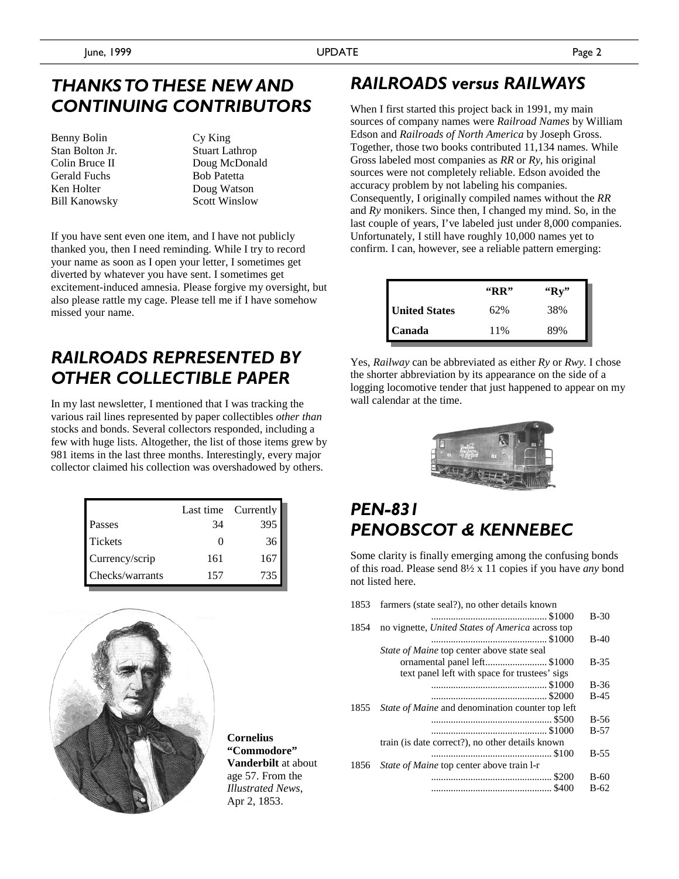## *THANKS TO THESE NEW AND CONTINUING CONTRIBUTORS*

Benny Bolin
Stan Bolton Jr.
Colin Bruce II
Gerald Fuchs
Ken Holter
Bill Kanowsky
Cy King
Stuart Lathrop
Doug McDonald
Bob Patetta
Doug Watson
Scott Winslow

If you have sent even one item, and I have not publicly thanked you, then I need reminding. While I try to record your name as soon as I open your letter, I sometimes get diverted by whatever you have sent. I sometimes get excitement-induced amnesia. Please forgive my oversight, but also please rattle my cage. Please tell me if I have somehow missed your name.

## *RAILROADS REPRESENTED BY OTHER COLLECTIBLE PAPER*

In my last newsletter, I mentioned that I was tracking the various rail lines represented by paper collectibles *other than* stocks and bonds. Several collectors responded, including a few with huge lists. Altogether, the list of those items grew by 981 items in the last three months. Interestingly, every major collector claimed his collection was overshadowed by others.

| | Last time | Currently |
|---|---|---|
| Passes | 34 | 395 |
| Tickets | 0 | 36 |
| Currency/scrip | 161 | 167 |
| Checks/warrants | 157 | 735 |

**Cornelius "Commodore" Vanderbilt** at about age 57. From the *Illustrated News*, Apr 2, 1853.

## *RAILROADS versus RAILWAYS*

When I first started this project back in 1991, my main sources of company names were *Railroad Names* by William Edson and *Railroads of North America* by Joseph Gross. Together, those two books contributed 11,134 names. While Gross labeled most companies as *RR* or *Ry*, his original sources were not completely reliable. Edson avoided the accuracy problem by not labeling his companies. Consequently, I originally compiled names without the *RR* and *Ry* monikers. Since then, I changed my mind. So, in the last couple of years, I've labeled just under 8,000 companies. Unfortunately, I still have roughly 10,000 names yet to confirm. I can, however, see a reliable pattern emerging:

| | "RR" | "Ry" |
|---|---|---|
| **United States** | 62% | 38% |
| **Canada** | 11% | 89% |

Yes, *Railway* can be abbreviated as either *Ry* or *Rwy*. I chose the shorter abbreviation by its appearance on the side of a logging locomotive tender that just happened to appear on my wall calendar at the time.

## *PEN-831 PENOBSCOT & KENNEBEC*

Some clarity is finally emerging among the confusing bonds of this road. Please send 8½ x 11 copies if you have *any* bond not listed here.

| Year | Description | Amount | No. |
|---|---|---|---|
| 1853 | farmers (state seal?), no other details known | $1000 | B-30 |
| 1854 | no vignette, *United States of America* across top | $1000 | B-40 |
| | *State of Maine* top center above state seal | | |
| | ornamental panel left | $1000 | B-35 |
| | text panel left with space for trustees' sigs | $1000 | B-36 |
| | | $2000 | B-45 |
| 1855 | *State of Maine* and denomination counter top left | $500 | B-56 |
| | | $1000 | B-57 |
| | train (is date correct?), no other details known | $100 | B-55 |
| 1856 | *State of Maine* top center above train l-r | $200 | B-60 |
| | | $400 | B-62 |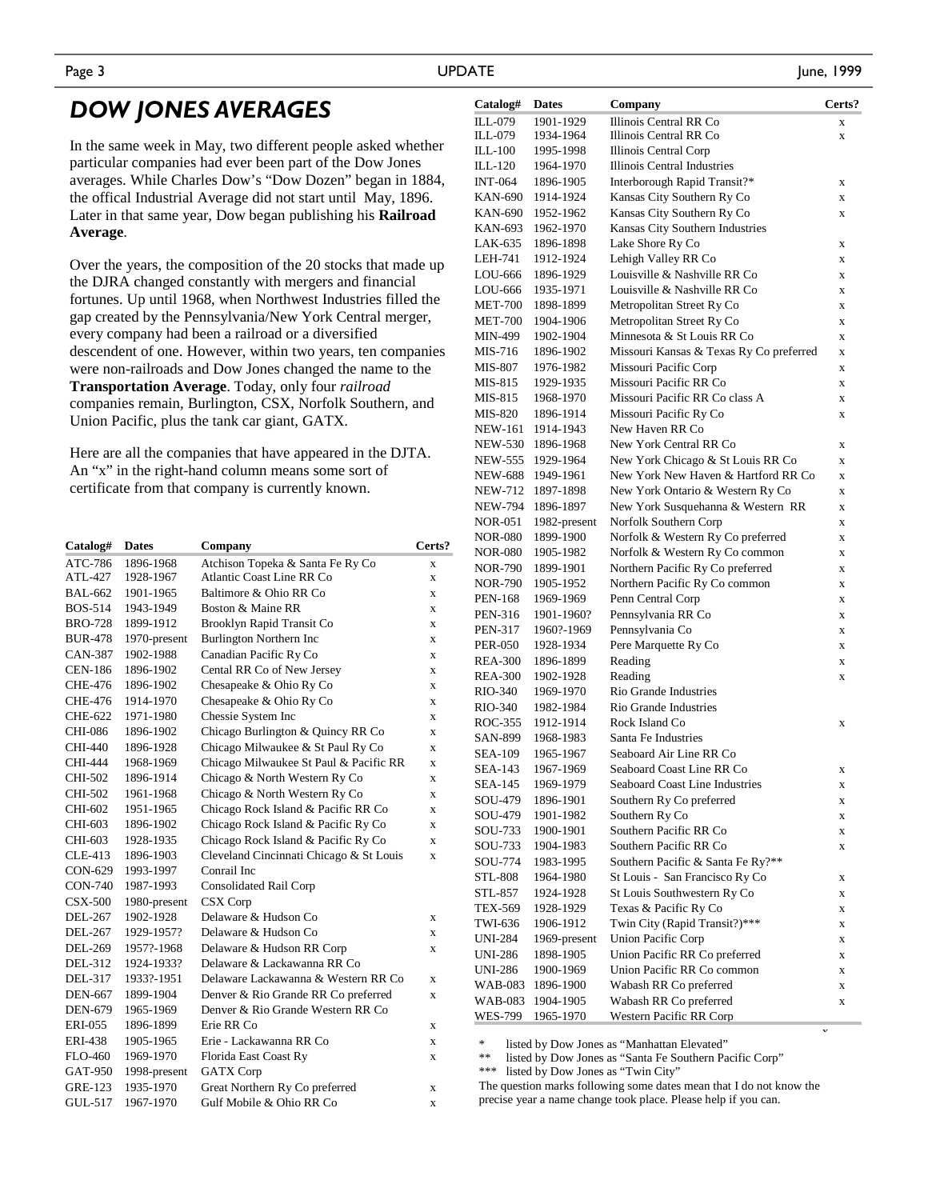# DOW JONES AVERAGES

In the same week in May, two different people asked whether particular companies had ever been part of the Dow Jones averages. While Charles Dow's "Dow Dozen" began in 1884, the offical Industrial Average did not start until May, 1896. Later in that same year, Dow began publishing his **Railroad Average**.

Over the years, the composition of the 20 stocks that made up the DJRA changed constantly with mergers and financial fortunes. Up until 1968, when Northwest Industries filled the gap created by the Pennsylvania/New York Central merger, every company had been a railroad or a diversified descendent of one. However, within two years, ten companies were non-railroads and Dow Jones changed the name to the **Transportation Average**. Today, only four *railroad* companies remain, Burlington, CSX, Norfolk Southern, and Union Pacific, plus the tank car giant, GATX.

Here are all the companies that have appeared in the DJTA. An "x" in the right-hand column means some sort of certificate from that company is currently known.

| Catalog# | Dates | Company | Certs? |
|---|---|---|---|
| ATC-786 | 1896-1968 | Atchison Topeka & Santa Fe Ry Co | x |
| ATL-427 | 1928-1967 | Atlantic Coast Line RR Co | x |
| BAL-662 | 1901-1965 | Baltimore & Ohio RR Co | x |
| BOS-514 | 1943-1949 | Boston & Maine RR | x |
| BRO-728 | 1899-1912 | Brooklyn Rapid Transit Co | x |
| BUR-478 | 1970-present | Burlington Northern Inc | x |
| CAN-387 | 1902-1988 | Canadian Pacific Ry Co | x |
| CEN-186 | 1896-1902 | Cental RR Co of New Jersey | x |
| CHE-476 | 1896-1902 | Chesapeake & Ohio Ry Co | x |
| CHE-476 | 1914-1970 | Chesapeake & Ohio Ry Co | x |
| CHE-622 | 1971-1980 | Chessie System Inc | x |
| CHI-086 | 1896-1902 | Chicago Burlington & Quincy RR Co | x |
| CHI-440 | 1896-1928 | Chicago Milwaukee & St Paul Ry Co | x |
| CHI-444 | 1968-1969 | Chicago Milwaukee St Paul & Pacific RR | x |
| CHI-502 | 1896-1914 | Chicago & North Western Ry Co | x |
| CHI-502 | 1961-1968 | Chicago & North Western Ry Co | x |
| CHI-602 | 1951-1965 | Chicago Rock Island & Pacific RR Co | x |
| CHI-603 | 1896-1902 | Chicago Rock Island & Pacific Ry Co | x |
| CHI-603 | 1928-1935 | Chicago Rock Island & Pacific Ry Co | x |
| CLE-413 | 1896-1903 | Cleveland Cincinnati Chicago & St Louis | x |
| CON-629 | 1993-1997 | Conrail Inc | |
| CON-740 | 1987-1993 | Consolidated Rail Corp | |
| CSX-500 | 1980-present | CSX Corp | |
| DEL-267 | 1902-1928 | Delaware & Hudson Co | x |
| DEL-267 | 1929-1957? | Delaware & Hudson Co | x |
| DEL-269 | 1957?-1968 | Delaware & Hudson RR Corp | x |
| DEL-312 | 1924-1933? | Delaware & Lackawanna RR Co | |
| DEL-317 | 1933?-1951 | Delaware Lackawanna & Western RR Co | x |
| DEN-667 | 1899-1904 | Denver & Rio Grande RR Co preferred | x |
| DEN-679 | 1965-1969 | Denver & Rio Grande Western RR Co | |
| ERI-055 | 1896-1899 | Erie RR Co | x |
| ERI-438 | 1905-1965 | Erie - Lackawanna RR Co | x |
| FLO-460 | 1969-1970 | Florida East Coast Ry | x |
| GAT-950 | 1998-present | GATX Corp | |
| GRE-123 | 1935-1970 | Great Northern Ry Co preferred | x |
| GUL-517 | 1967-1970 | Gulf Mobile & Ohio RR Co | x |
| ILL-079 | 1901-1929 | Illinois Central RR Co | x |
| ILL-079 | 1934-1964 | Illinois Central RR Co | x |
| ILL-100 | 1995-1998 | Illinois Central Corp | |
| ILL-120 | 1964-1970 | Illinois Central Industries | |
| INT-064 | 1896-1905 | Interborough Rapid Transit?* | x |
| KAN-690 | 1914-1924 | Kansas City Southern Ry Co | x |
| KAN-690 | 1952-1962 | Kansas City Southern Ry Co | x |
| KAN-693 | 1962-1970 | Kansas City Southern Industries | |
| LAK-635 | 1896-1898 | Lake Shore Ry Co | x |
| LEH-741 | 1912-1924 | Lehigh Valley RR Co | x |
| LOU-666 | 1896-1929 | Louisville & Nashville RR Co | x |
| LOU-666 | 1935-1971 | Louisville & Nashville RR Co | x |
| MET-700 | 1898-1899 | Metropolitan Street Ry Co | x |
| MET-700 | 1904-1906 | Metropolitan Street Ry Co | x |
| MIN-499 | 1902-1904 | Minnesota & St Louis RR Co | x |
| MIS-716 | 1896-1902 | Missouri Kansas & Texas Ry Co preferred | x |
| MIS-807 | 1976-1982 | Missouri Pacific Corp | x |
| MIS-815 | 1929-1935 | Missouri Pacific RR Co | x |
| MIS-815 | 1968-1970 | Missouri Pacific RR Co class A | x |
| MIS-820 | 1896-1914 | Missouri Pacific Ry Co | x |
| NEW-161 | 1914-1943 | New Haven RR Co | |
| NEW-530 | 1896-1968 | New York Central RR Co | x |
| NEW-555 | 1929-1964 | New York Chicago & St Louis RR Co | x |
| NEW-688 | 1949-1961 | New York New Haven & Hartford RR Co | x |
| NEW-712 | 1897-1898 | New York Ontario & Western Ry Co | x |
| NEW-794 | 1896-1897 | New York Susquehanna & Western RR | x |
| NOR-051 | 1982-present | Norfolk Southern Corp | x |
| NOR-080 | 1899-1900 | Norfolk & Western Ry Co preferred | x |
| NOR-080 | 1905-1982 | Norfolk & Western Ry Co common | x |
| NOR-790 | 1899-1901 | Northern Pacific Ry Co preferred | x |
| NOR-790 | 1905-1952 | Northern Pacific Ry Co common | x |
| PEN-168 | 1969-1969 | Penn Central Corp | x |
| PEN-316 | 1901-1960? | Pennsylvania RR Co | x |
| PEN-317 | 1960?-1969 | Pennsylvania Co | x |
| PER-050 | 1928-1934 | Pere Marquette Ry Co | x |
| REA-300 | 1896-1899 | Reading | x |
| REA-300 | 1902-1928 | Reading | x |
| RIO-340 | 1969-1970 | Rio Grande Industries | |
| RIO-340 | 1982-1984 | Rio Grande Industries | |
| ROC-355 | 1912-1914 | Rock Island Co | x |
| SAN-899 | 1968-1983 | Santa Fe Industries | |
| SEA-109 | 1965-1967 | Seaboard Air Line RR Co | |
| SEA-143 | 1967-1969 | Seaboard Coast Line RR Co | x |
| SEA-145 | 1969-1979 | Seaboard Coast Line Industries | x |
| SOU-479 | 1896-1901 | Southern Ry Co preferred | x |
| SOU-479 | 1901-1982 | Southern Ry Co | x |
| SOU-733 | 1900-1901 | Southern Pacific RR Co | x |
| SOU-733 | 1904-1983 | Southern Pacific RR Co | x |
| SOU-774 | 1983-1995 | Southern Pacific & Santa Fe Ry?** | |
| STL-808 | 1964-1980 | St Louis - San Francisco Ry Co | x |
| STL-857 | 1924-1928 | St Louis Southwestern Ry Co | x |
| TEX-569 | 1928-1929 | Texas & Pacific Ry Co | x |
| TWI-636 | 1906-1912 | Twin City (Rapid Transit?)*** | x |
| UNI-284 | 1969-present | Union Pacific Corp | x |
| UNI-286 | 1898-1905 | Union Pacific RR Co preferred | x |
| UNI-286 | 1900-1969 | Union Pacific RR Co common | x |
| WAB-083 | 1896-1900 | Wabash RR Co preferred | x |
| WAB-083 | 1904-1905 | Wabash RR Co preferred | x |
| WES-799 | 1965-1970 | Western Pacific RR Corp | |

\* listed by Dow Jones as "Manhattan Elevated"
** listed by Dow Jones as "Santa Fe Southern Pacific Corp"
*** listed by Dow Jones as "Twin City"

The question marks following some dates mean that I do not know the precise year a name change took place. Please help if you can.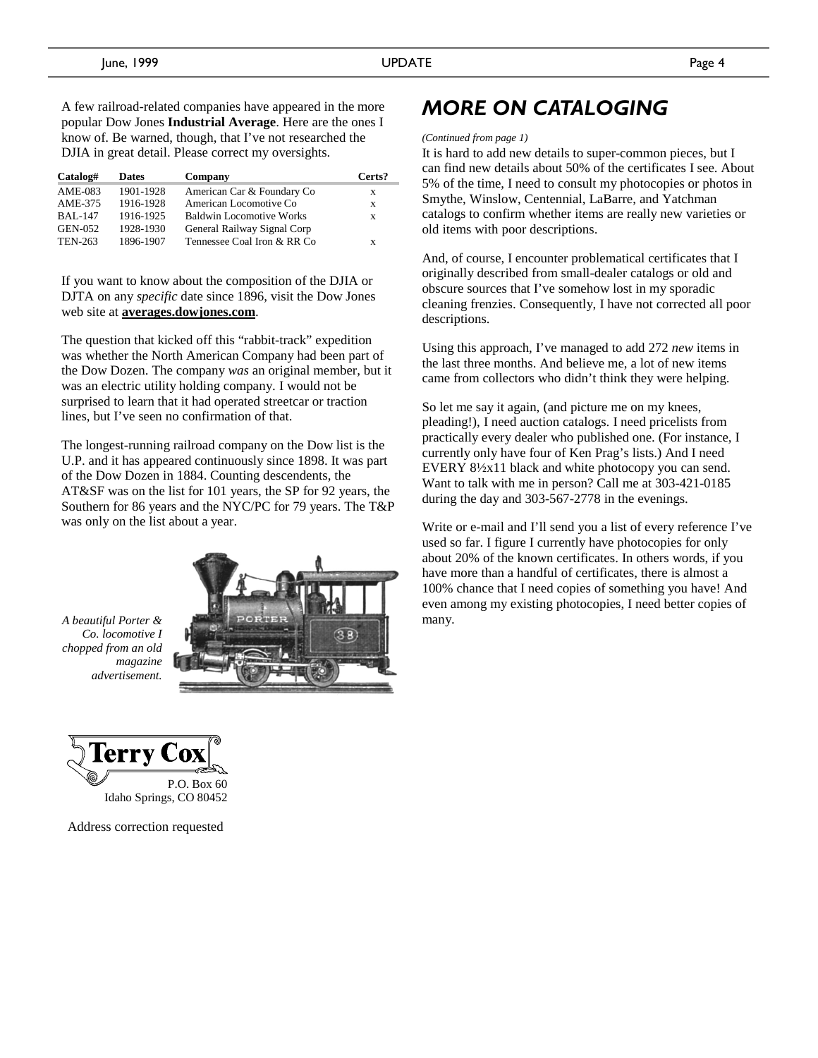A few railroad-related companies have appeared in the more popular Dow Jones **Industrial Average**. Here are the ones I know of. Be warned, though, that I've not researched the DJIA in great detail. Please correct my oversights.

| Catalog# | Dates | Company | Certs? |
|---|---|---|---|
| AME-083 | 1901-1928 | American Car & Foundary Co | x |
| AME-375 | 1916-1928 | American Locomotive Co | x |
| BAL-147 | 1916-1925 | Baldwin Locomotive Works | x |
| GEN-052 | 1928-1930 | General Railway Signal Corp | |
| TEN-263 | 1896-1907 | Tennessee Coal Iron & RR Co | x |

If you want to know about the composition of the DJIA or DJTA on any *specific* date since 1896, visit the Dow Jones web site at **averages.dowjones.com**.

The question that kicked off this "rabbit-track" expedition was whether the North American Company had been part of the Dow Dozen. The company *was* an original member, but it was an electric utility holding company. I would not be surprised to learn that it had operated streetcar or traction lines, but I've seen no confirmation of that.

The longest-running railroad company on the Dow list is the U.P. and it has appeared continuously since 1898. It was part of the Dow Dozen in 1884. Counting descendents, the AT&SF was on the list for 101 years, the SP for 92 years, the Southern for 86 years and the NYC/PC for 79 years. The T&P was only on the list about a year.

*A beautiful Porter & Co. locomotive I chopped from an old magazine advertisement.*

Terry Cox
P.O. Box 60
Idaho Springs, CO 80452

Address correction requested

## MORE ON CATALOGING

*(Continued from page 1)*

It is hard to add new details to super-common pieces, but I can find new details about 50% of the certificates I see. About 5% of the time, I need to consult my photocopies or photos in Smythe, Winslow, Centennial, LaBarre, and Yatchman catalogs to confirm whether items are really new varieties or old items with poor descriptions.

And, of course, I encounter problematical certificates that I originally described from small-dealer catalogs or old and obscure sources that I've somehow lost in my sporadic cleaning frenzies. Consequently, I have not corrected all poor descriptions.

Using this approach, I've managed to add 272 *new* items in the last three months. And believe me, a lot of new items came from collectors who didn't think they were helping.

So let me say it again, (and picture me on my knees, pleading!), I need auction catalogs. I need pricelists from practically every dealer who published one. (For instance, I currently only have four of Ken Prag's lists.) And I need EVERY 8½x11 black and white photocopy you can send. Want to talk with me in person? Call me at 303-421-0185 during the day and 303-567-2778 in the evenings.

Write or e-mail and I'll send you a list of every reference I've used so far. I figure I currently have photocopies for only about 20% of the known certificates. In others words, if you have more than a handful of certificates, there is almost a 100% chance that I need copies of something you have! And even among my existing photocopies, I need better copies of many.